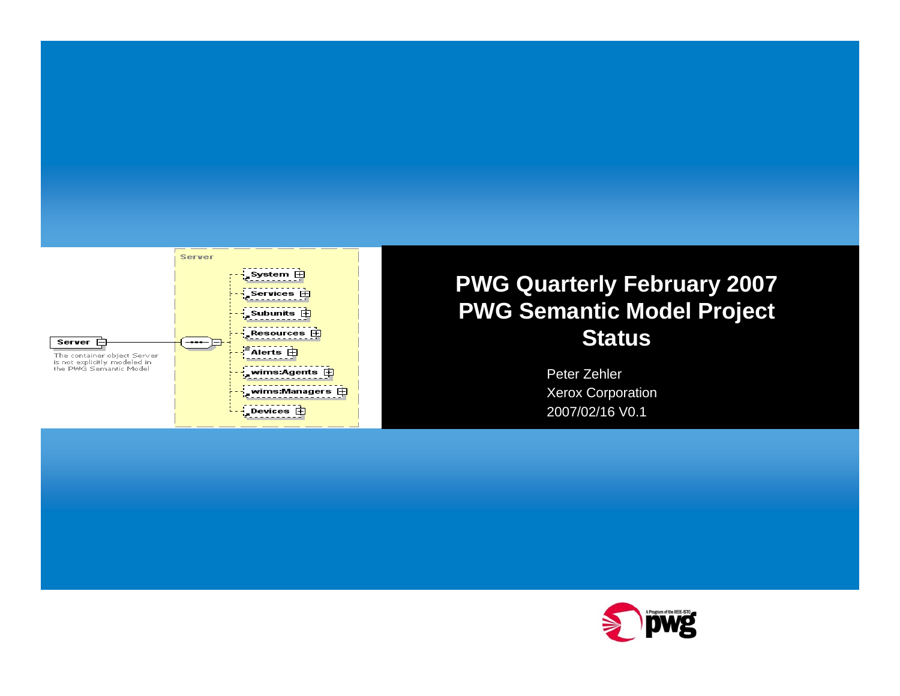# PWG Quarterly February 2007 PWG Semantic Model Project Status

Peter Zehler

Xerox Corporation

2007/02/16 V0.1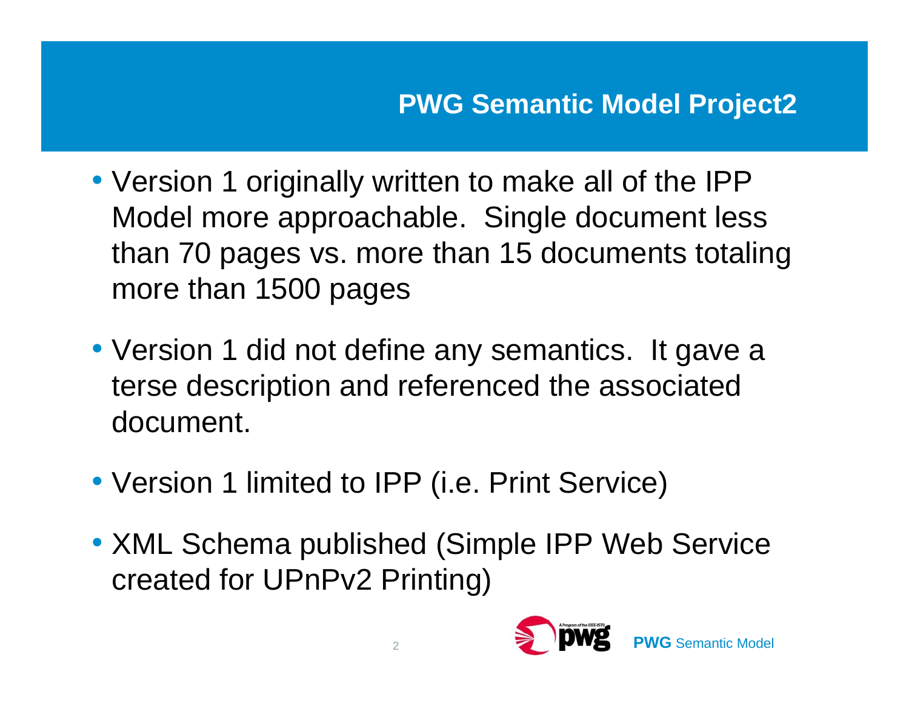## PWG Semantic Model Project2

- Version 1 originally written to make all of the IPP Model more approachable. Single document less than 70 pages vs. more than 15 documents totaling more than 1500 pages
- Version 1 did not define any semantics. It gave a terse description and referenced the associated document.
- Version 1 limited to IPP (i.e. Print Service)
- XML Schema published (Simple IPP Web Service created for UPnPv2 Printing)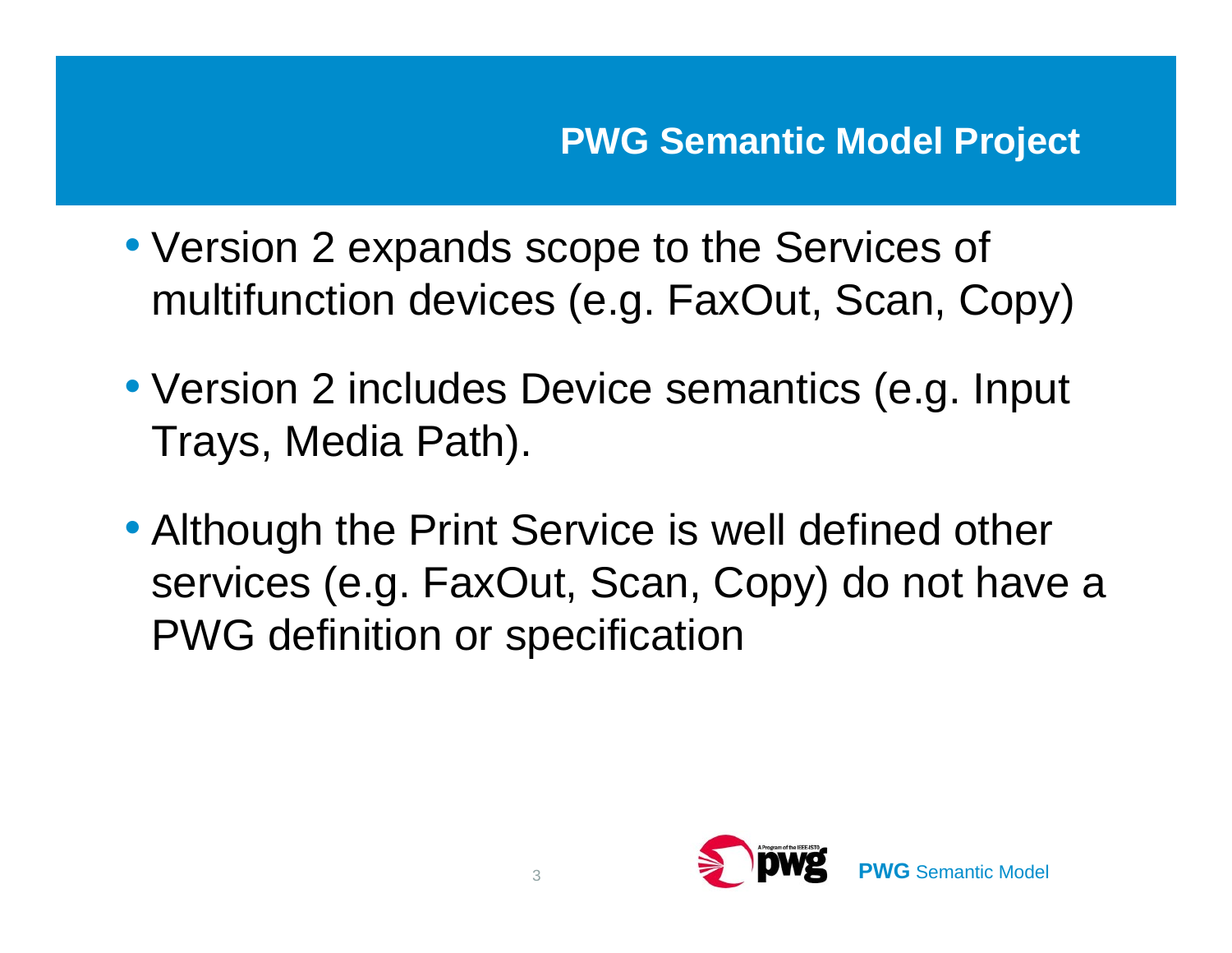# PWG Semantic Model Project

- Version 2 expands scope to the Services of multifunction devices (e.g. FaxOut, Scan, Copy)
- Version 2 includes Device semantics (e.g. Input Trays, Media Path).
- Although the Print Service is well defined other services (e.g. FaxOut, Scan, Copy) do not have a PWG definition or specification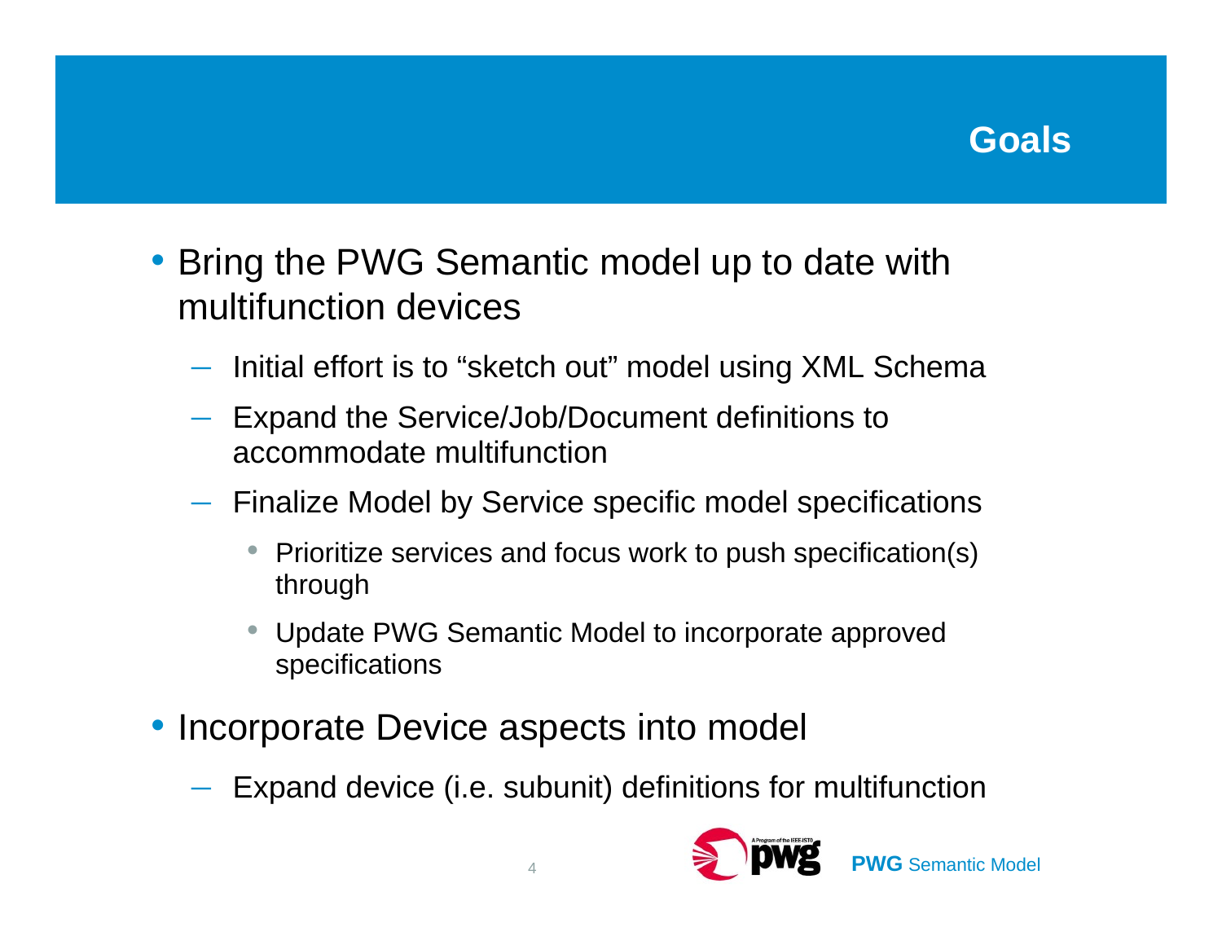# Goals

- Bring the PWG Semantic model up to date with multifunction devices
  - Initial effort is to "sketch out" model using XML Schema
  - Expand the Service/Job/Document definitions to accommodate multifunction
  - Finalize Model by Service specific model specifications
    - Prioritize services and focus work to push specification(s) through
    - Update PWG Semantic Model to incorporate approved specifications
- Incorporate Device aspects into model
  - Expand device (i.e. subunit) definitions for multifunction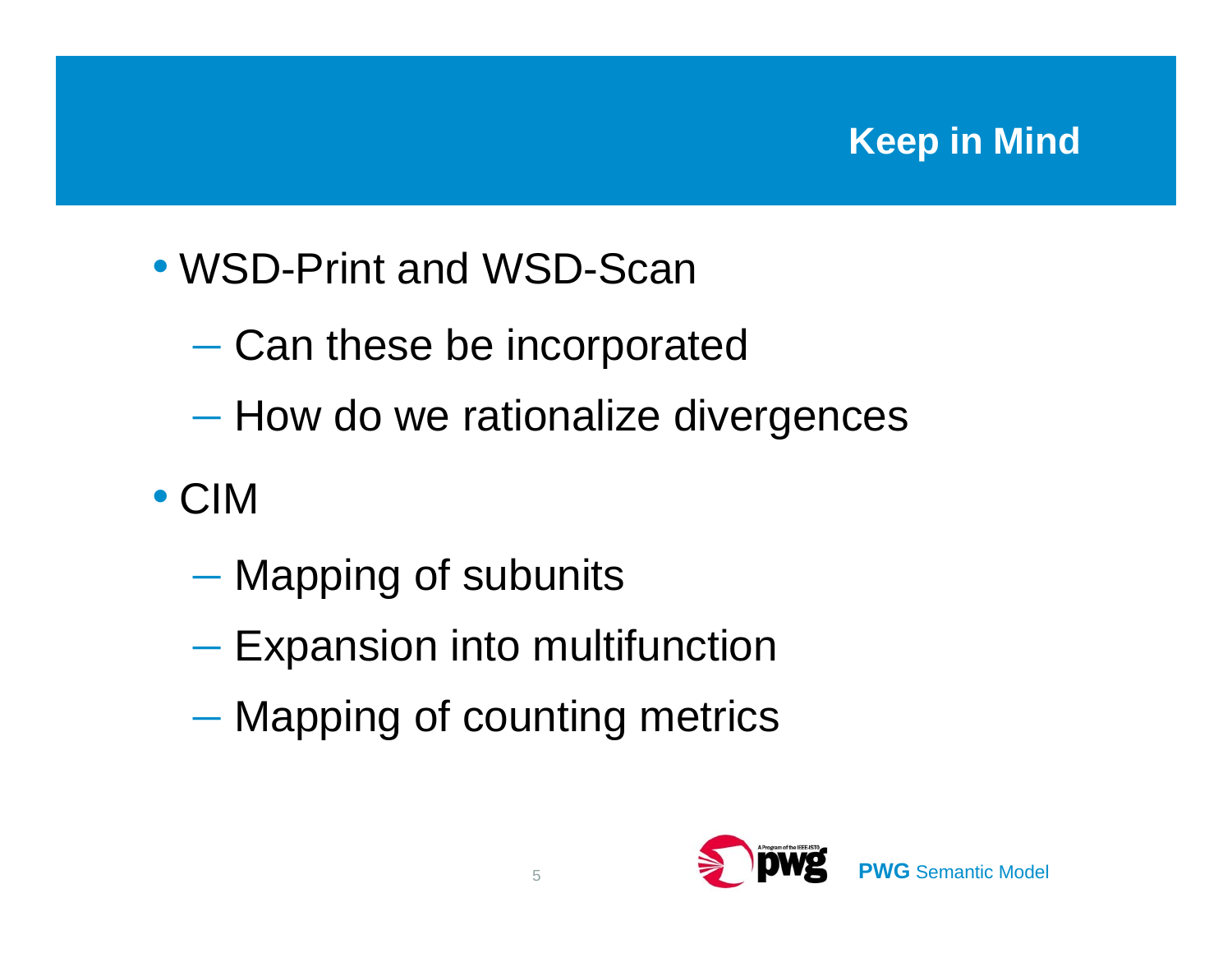# Keep in Mind

- WSD-Print and WSD-Scan
  - Can these be incorporated
  - How do we rationalize divergences
- CIM
  - Mapping of subunits
  - Expansion into multifunction
  - Mapping of counting metrics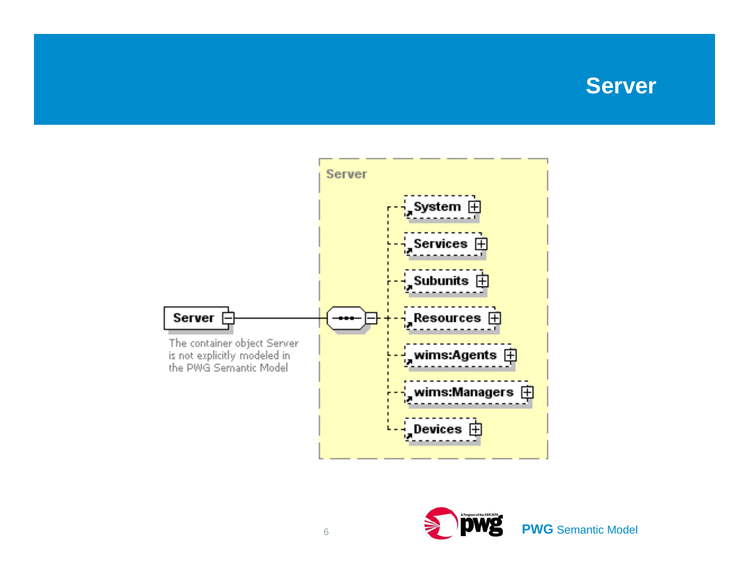# Server

Server

Server

The container object Server is not explicitly modeled in the PWG Semantic Model

- System
- Services
- Subunits
- Resources
- wims:Agents
- wims:Managers
- Devices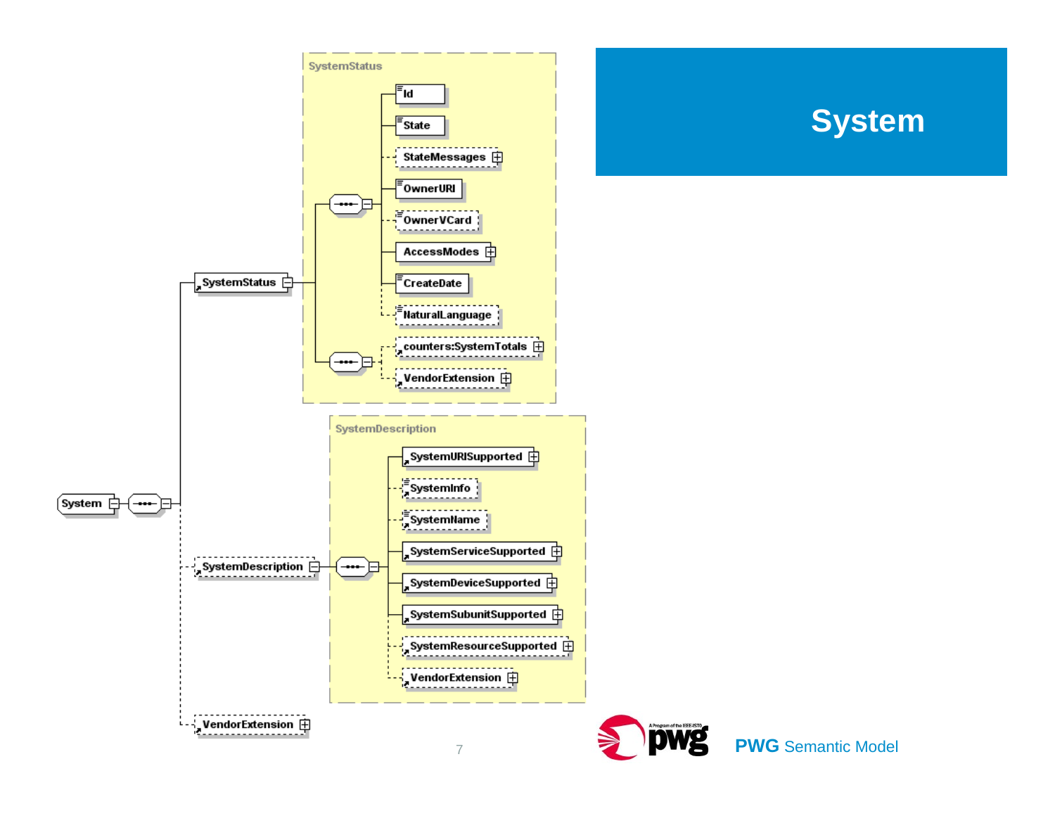# System

SystemStatus

- Id
- State
- StateMessages
- OwnerURI
- OwnerVCard
- AccessModes
- CreateDate
- NaturalLanguage
- counters:SystemTotals
- VendorExtension

System

- SystemStatus
- SystemDescription
- VendorExtension

SystemDescription

- SystemURISupported
- SystemInfo
- SystemName
- SystemServiceSupported
- SystemDeviceSupported
- SystemSubunitSupported
- SystemResourceSupported
- VendorExtension

**PWG** Semantic Model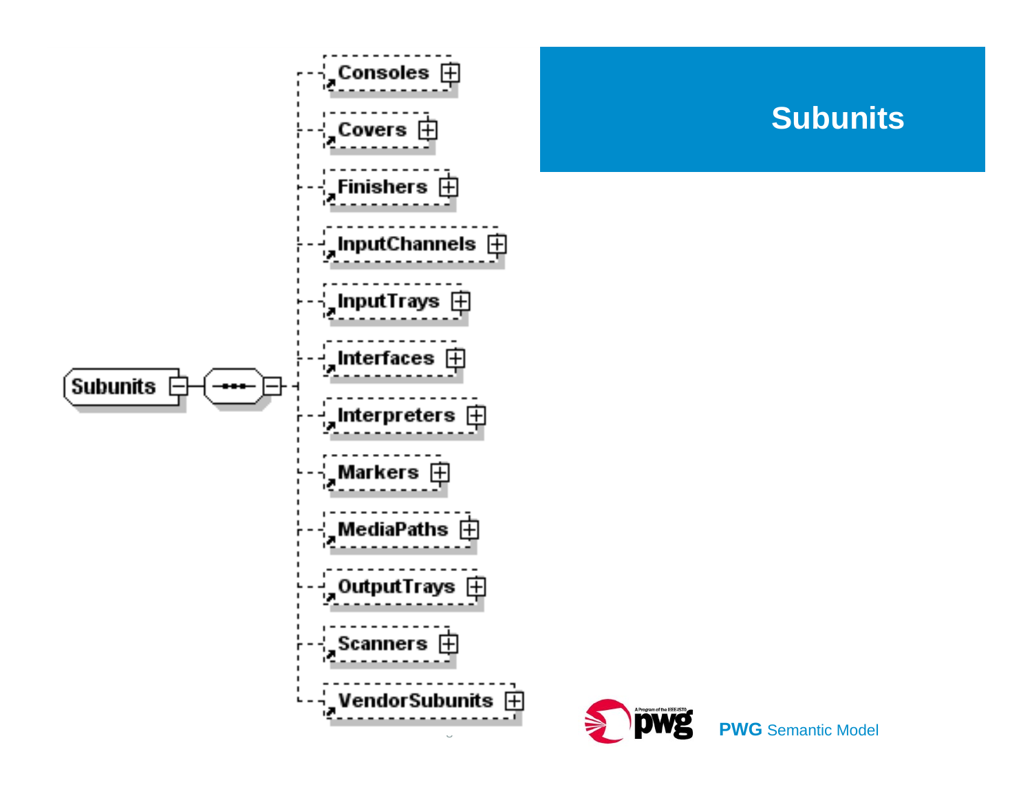# Subunits

- Subunits
  - Consoles
  - Covers
  - Finishers
  - InputChannels
  - InputTrays
  - Interfaces
  - Interpreters
  - Markers
  - MediaPaths
  - OutputTrays
  - Scanners
  - VendorSubunits

**PWG** Semantic Model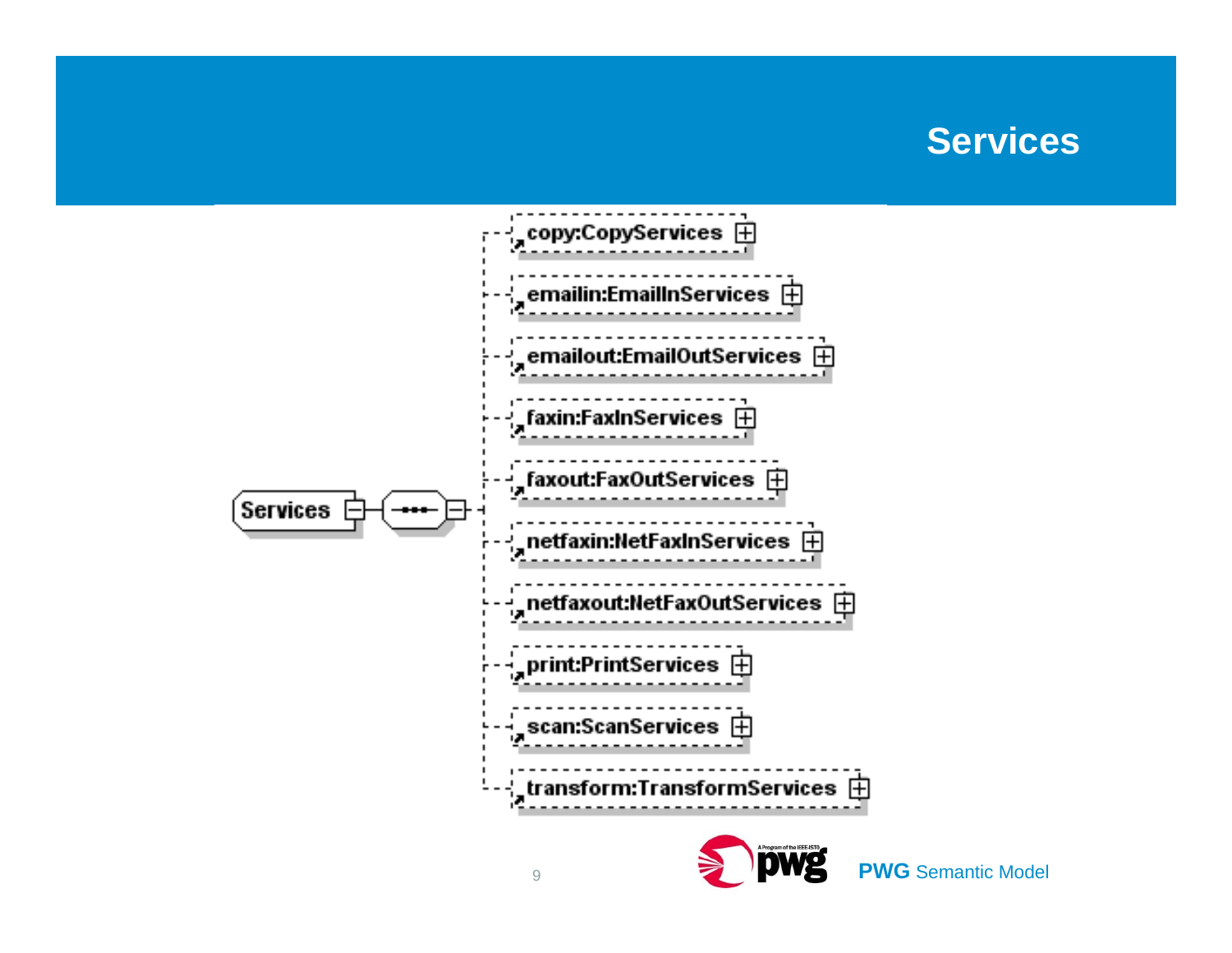# Services

Services

- copy:CopyServices
- emailin:EmailInServices
- emailout:EmailOutServices
- faxin:FaxInServices
- faxout:FaxOutServices
- netfaxin:NetFaxInServices
- netfaxout:NetFaxOutServices
- print:PrintServices
- scan:ScanServices
- transform:TransformServices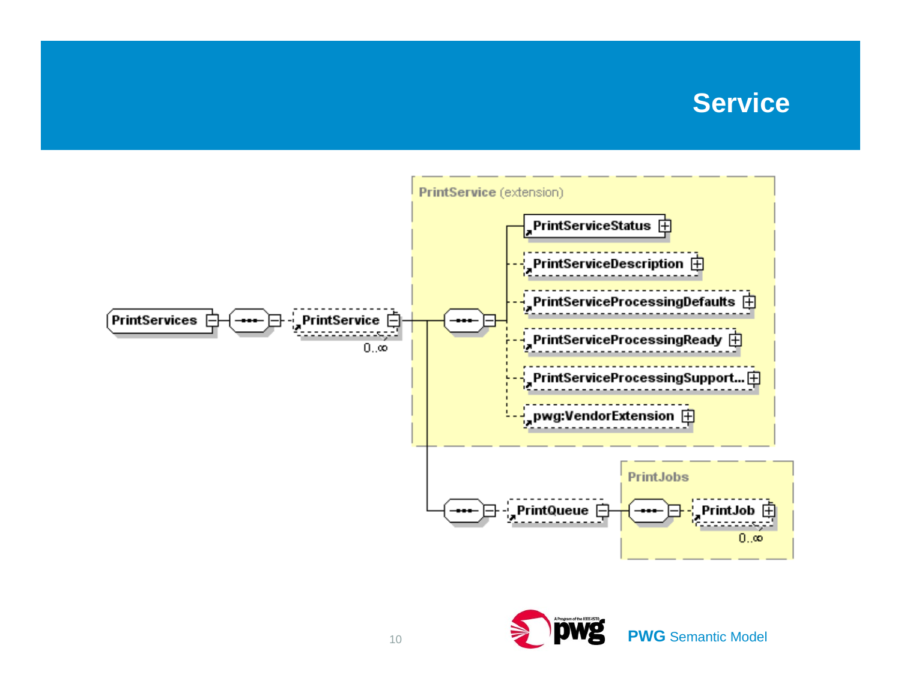# Service

PrintService (extension)

PrintServices

PrintService

0..∞

PrintServiceStatus

PrintServiceDescription

PrintServiceProcessingDefaults

PrintServiceProcessingReady

PrintServiceProcessingSupport...

pwg:VendorExtension

PrintQueue

PrintJobs

PrintJob

0..∞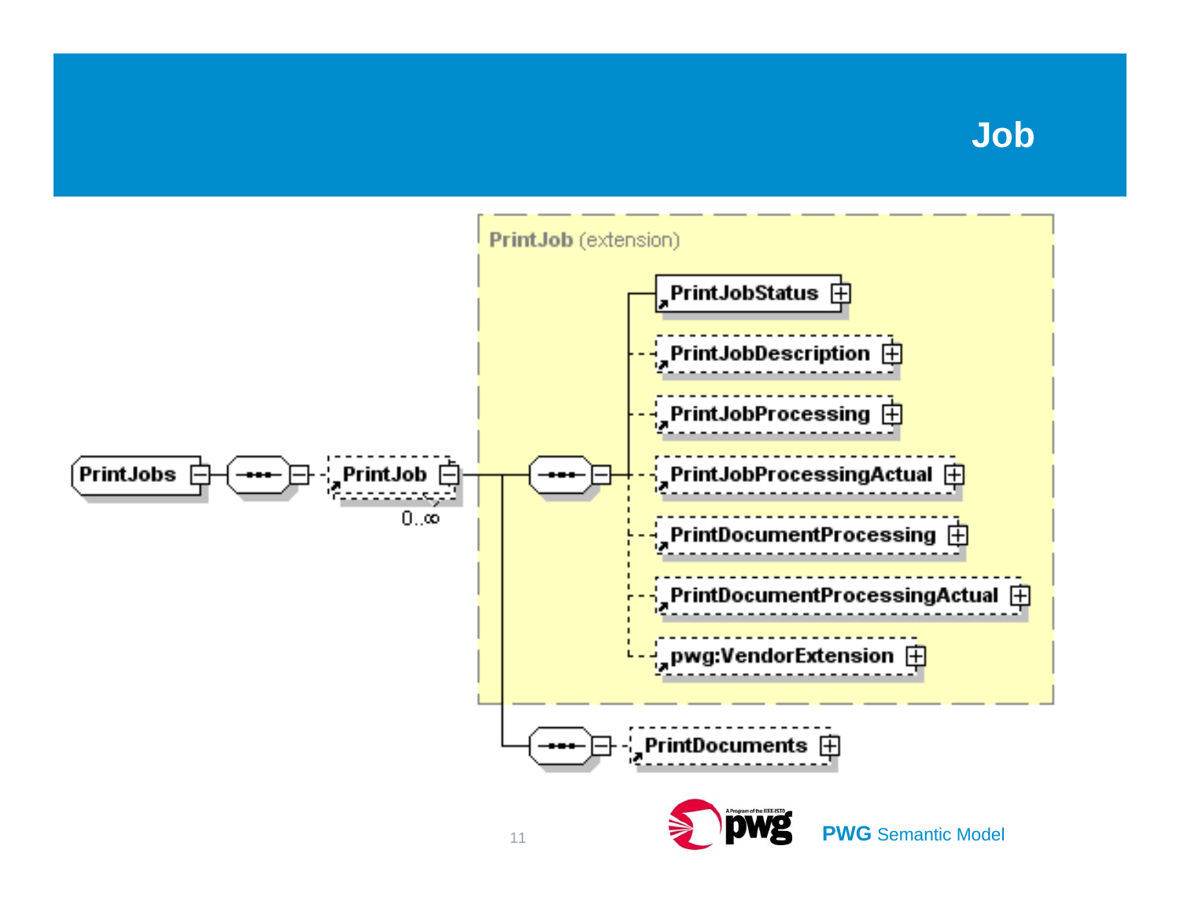# Job

PrintJob (extension)

- PrintJobs
  - PrintJob (0..∞)
    - PrintJobStatus
    - PrintJobDescription
    - PrintJobProcessing
    - PrintJobProcessingActual
    - PrintDocumentProcessing
    - PrintDocumentProcessingActual
    - pwg:VendorExtension
    - PrintDocuments

PWG Semantic Model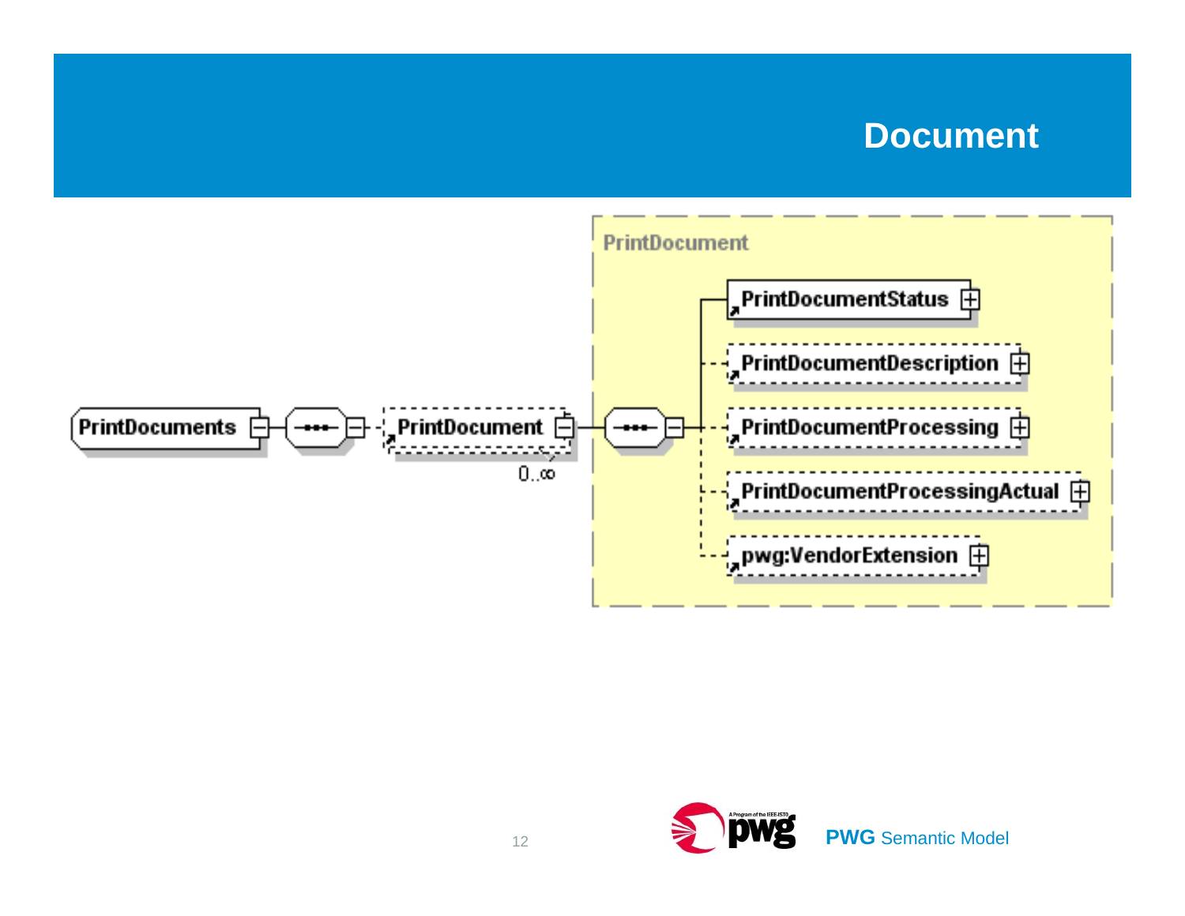# Document

PrintDocuments

PrintDocument (0..∞)

PrintDocument

- PrintDocumentStatus
- PrintDocumentDescription
- PrintDocumentProcessing
- PrintDocumentProcessingActual
- pwg:VendorExtension

PWG Semantic Model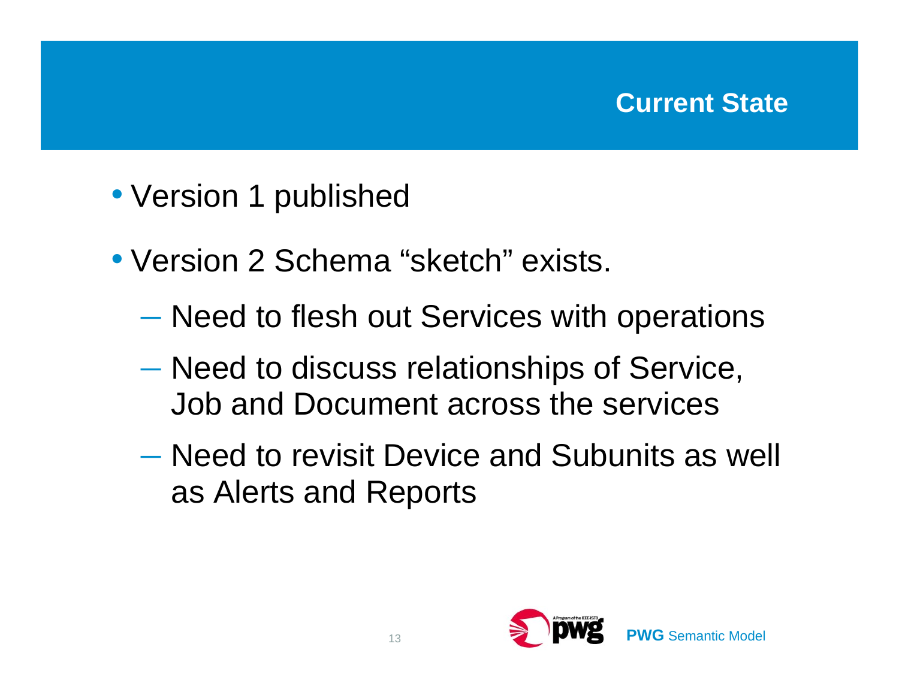# Current State

- Version 1 published
- Version 2 Schema “sketch” exists.
  - Need to flesh out Services with operations
  - Need to discuss relationships of Service, Job and Document across the services
  - Need to revisit Device and Subunits as well as Alerts and Reports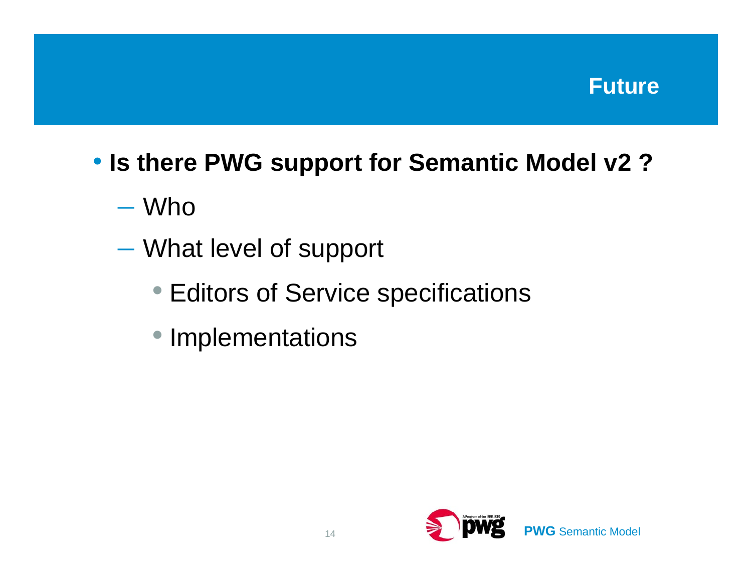# Future

- **Is there PWG support for Semantic Model v2 ?**
  - Who
  - What level of support
    - Editors of Service specifications
    - Implementations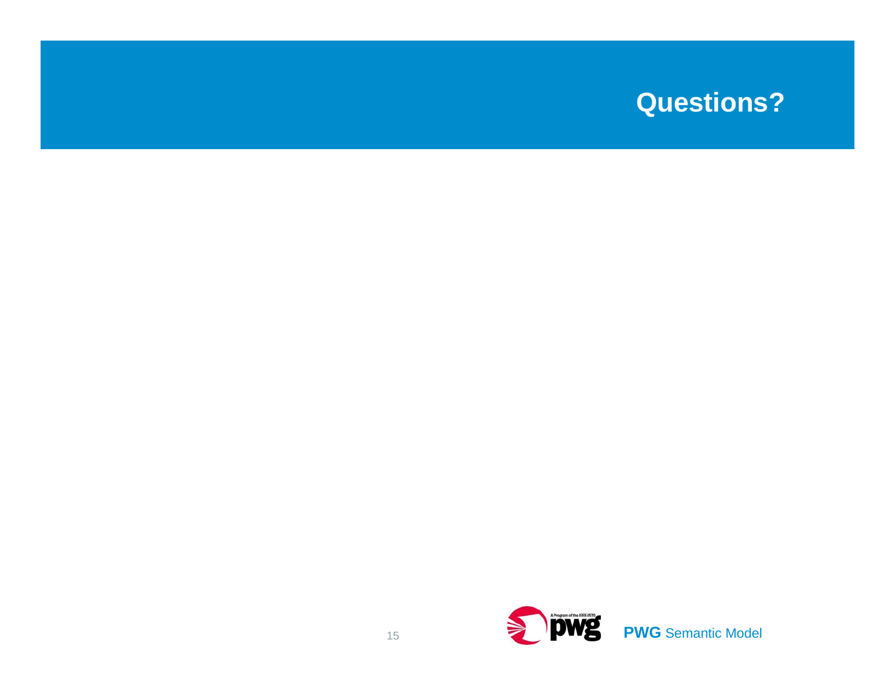# Questions?